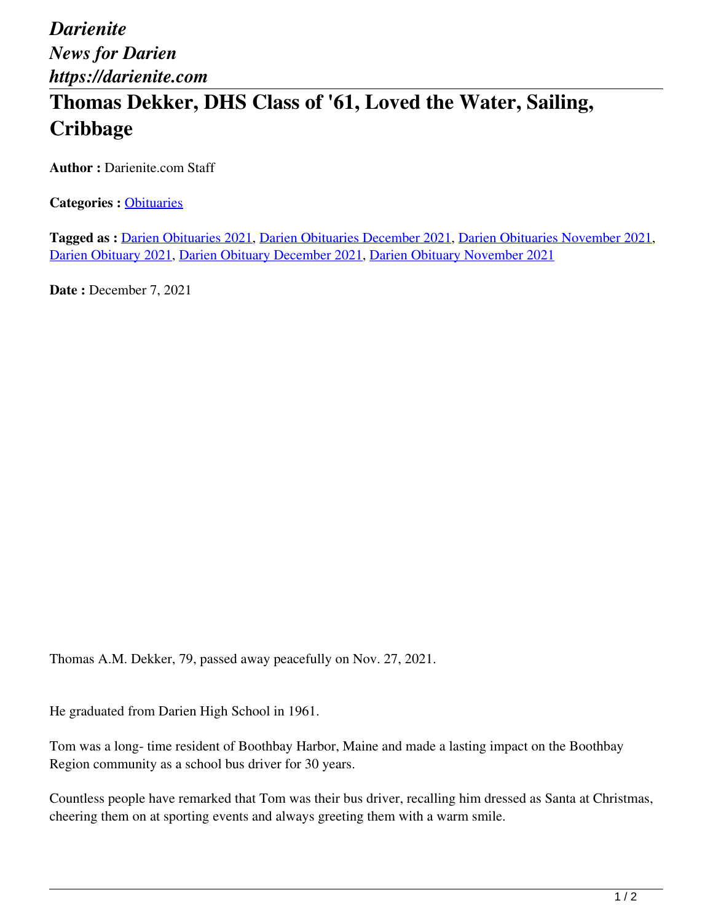*Darienite*
*News for Darien*
*https://darienite.com*

# Thomas Dekker, DHS Class of '61, Loved the Water, Sailing, Cribbage

**Author :** Darienite.com Staff

**Categories :** Obituaries

**Tagged as :** Darien Obituaries 2021, Darien Obituaries December 2021, Darien Obituaries November 2021, Darien Obituary 2021, Darien Obituary December 2021, Darien Obituary November 2021

**Date :** December 7, 2021

Thomas A.M. Dekker, 79, passed away peacefully on Nov. 27, 2021.

He graduated from Darien High School in 1961.

Tom was a long- time resident of Boothbay Harbor, Maine and made a lasting impact on the Boothbay Region community as a school bus driver for 30 years.

Countless people have remarked that Tom was their bus driver, recalling him dressed as Santa at Christmas, cheering them on at sporting events and always greeting them with a warm smile.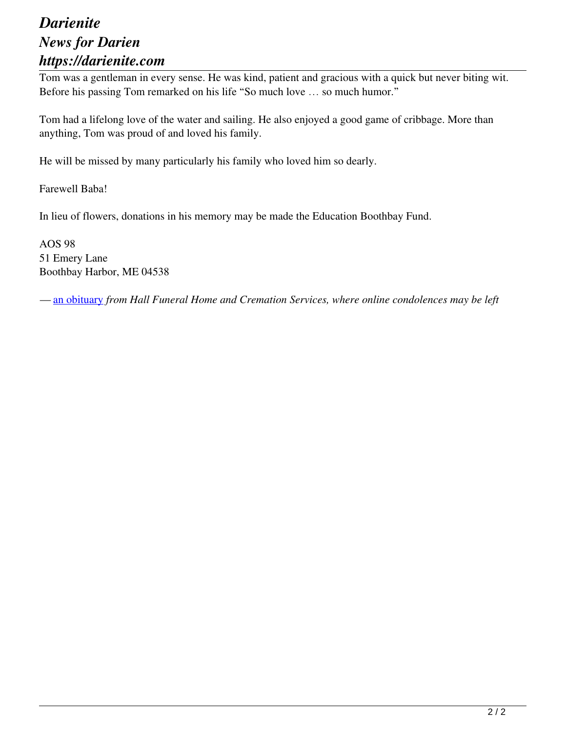Tom was a gentleman in every sense. He was kind, patient and gracious with a quick but never biting wit. Before his passing Tom remarked on his life "So much love … so much humor."

Tom had a lifelong love of the water and sailing. He also enjoyed a good game of cribbage. More than anything, Tom was proud of and loved his family.

He will be missed by many particularly his family who loved him so dearly.

Farewell Baba!

In lieu of flowers, donations in his memory may be made the Education Boothbay Fund.

AOS 98
51 Emery Lane
Boothbay Harbor, ME 04538

— an obituary *from Hall Funeral Home and Cremation Services, where online condolences may be left*